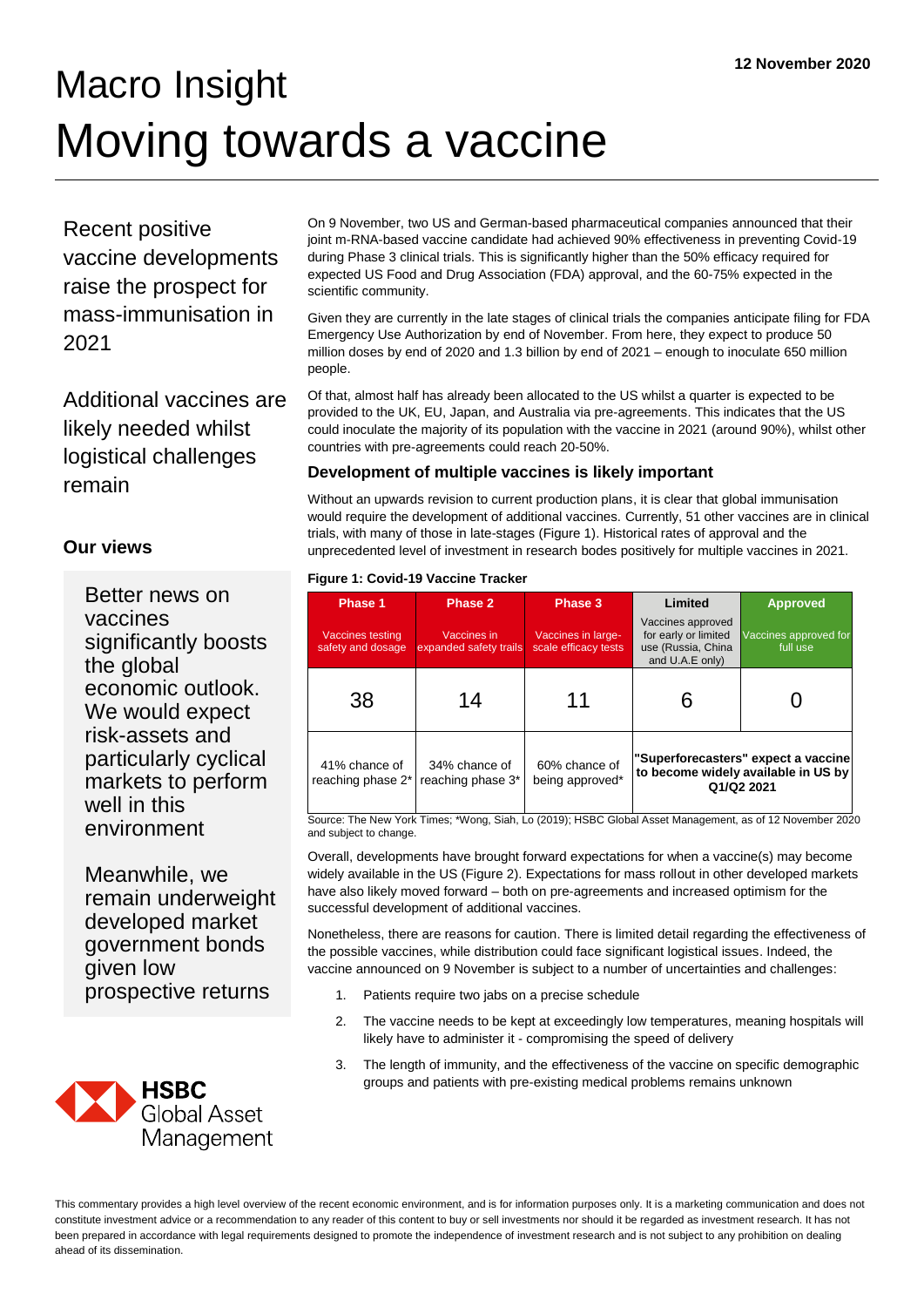12 November 2020

# Macro Insight
# Moving towards a vaccine

Recent positive vaccine developments raise the prospect for mass-immunisation in 2021

Additional vaccines are likely needed whilst logistical challenges remain

## Our views

Better news on vaccines significantly boosts the global economic outlook. We would expect risk-assets and particularly cyclical markets to perform well in this environment

Meanwhile, we remain underweight developed market government bonds given low prospective returns

On 9 November, two US and German-based pharmaceutical companies announced that their joint m-RNA-based vaccine candidate had achieved 90% effectiveness in preventing Covid-19 during Phase 3 clinical trials. This is significantly higher than the 50% efficacy required for expected US Food and Drug Association (FDA) approval, and the 60-75% expected in the scientific community.

Given they are currently in the late stages of clinical trials the companies anticipate filing for FDA Emergency Use Authorization by end of November. From here, they expect to produce 50 million doses by end of 2020 and 1.3 billion by end of 2021 – enough to inoculate 650 million people.

Of that, almost half has already been allocated to the US whilst a quarter is expected to be provided to the UK, EU, Japan, and Australia via pre-agreements. This indicates that the US could inoculate the majority of its population with the vaccine in 2021 (around 90%), whilst other countries with pre-agreements could reach 20-50%.

### Development of multiple vaccines is likely important

Without an upwards revision to current production plans, it is clear that global immunisation would require the development of additional vaccines. Currently, 51 other vaccines are in clinical trials, with many of those in late-stages (Figure 1). Historical rates of approval and the unprecedented level of investment in research bodes positively for multiple vaccines in 2021.

**Figure 1: Covid-19 Vaccine Tracker**

| Phase 1<br>Vaccines testing safety and dosage | Phase 2<br>Vaccines in expanded safety trails | Phase 3<br>Vaccines in large-scale efficacy tests | Limited<br>Vaccines approved for early or limited use (Russia, China and U.A.E only) | Approved<br>Vaccines approved for full use |
|---|---|---|---|---|
| 38 | 14 | 11 | 6 | 0 |
| 41% chance of reaching phase 2* | 34% chance of reaching phase 3* | 60% chance of being approved* | **"Superforecasters" expect a vaccine to become widely available in US by Q1/Q2 2021** | |

Source: The New York Times; *Wong, Siah, Lo (2019); HSBC Global Asset Management, as of 12 November 2020 and subject to change.

Overall, developments have brought forward expectations for when a vaccine(s) may become widely available in the US (Figure 2). Expectations for mass rollout in other developed markets have also likely moved forward – both on pre-agreements and increased optimism for the successful development of additional vaccines.

Nonetheless, there are reasons for caution. There is limited detail regarding the effectiveness of the possible vaccines, while distribution could face significant logistical issues. Indeed, the vaccine announced on 9 November is subject to a number of uncertainties and challenges:

1. Patients require two jabs on a precise schedule
2. The vaccine needs to be kept at exceedingly low temperatures, meaning hospitals will likely have to administer it - compromising the speed of delivery
3. The length of immunity, and the effectiveness of the vaccine on specific demographic groups and patients with pre-existing medical problems remains unknown

HSBC Global Asset Management

This commentary provides a high level overview of the recent economic environment, and is for information purposes only. It is a marketing communication and does not constitute investment advice or a recommendation to any reader of this content to buy or sell investments nor should it be regarded as investment research. It has not been prepared in accordance with legal requirements designed to promote the independence of investment research and is not subject to any prohibition on dealing ahead of its dissemination.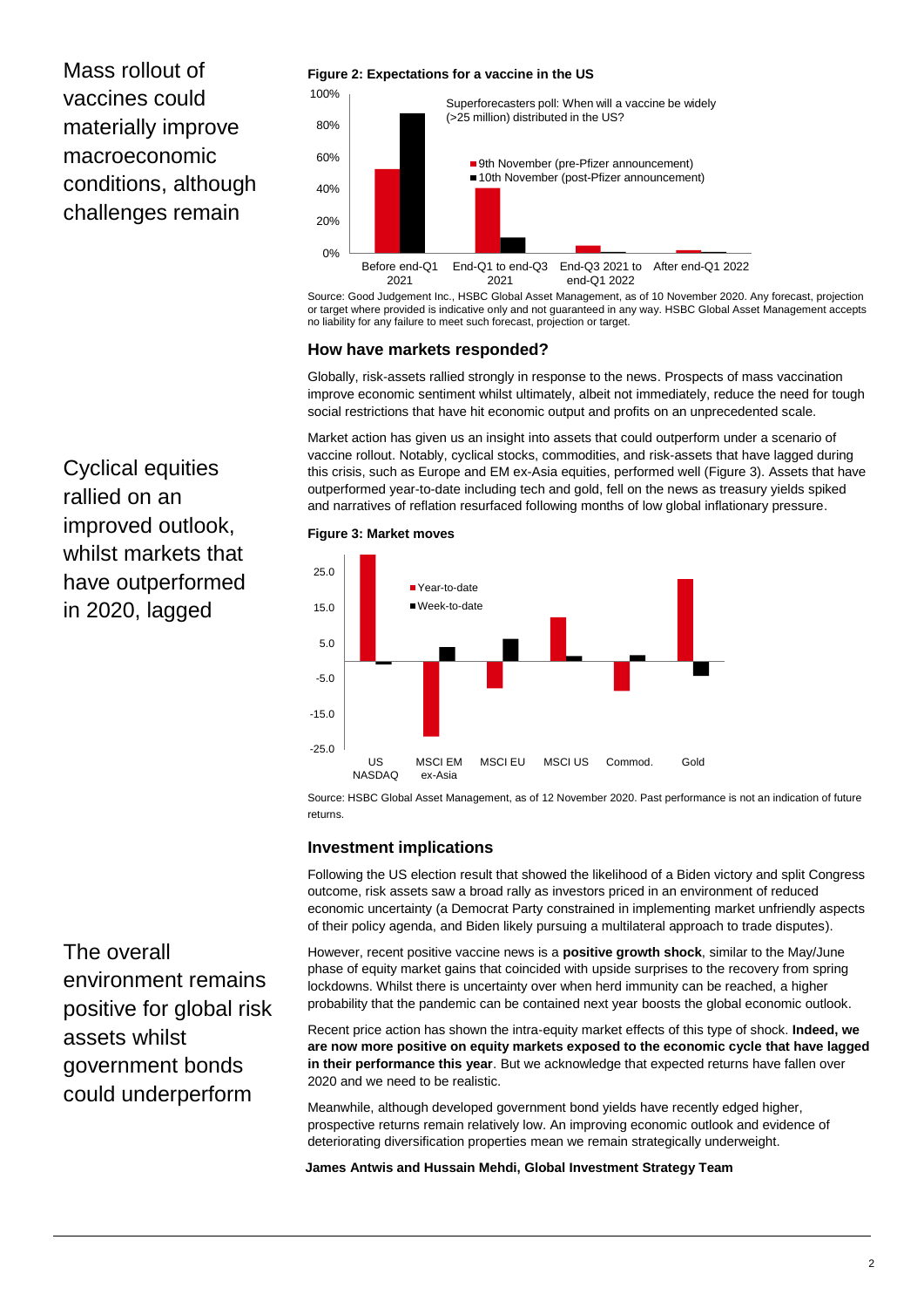Mass rollout of vaccines could materially improve macroeconomic conditions, although challenges remain

**Figure 2: Expectations for a vaccine in the US**

Superforecasters poll: When will a vaccine be widely (>25 million) distributed in the US?

- 9th November (pre-Pfizer announcement)
- 10th November (post-Pfizer announcement)

Before end-Q1 2021 | End-Q1 to end-Q3 2021 | End-Q3 2021 to end-Q1 2022 | After end-Q1 2022

Source: Good Judgement Inc., HSBC Global Asset Management, as of 10 November 2020. Any forecast, projection or target where provided is indicative only and not guaranteed in any way. HSBC Global Asset Management accepts no liability for any failure to meet such forecast, projection or target.

### How have markets responded?

Globally, risk-assets rallied strongly in response to the news. Prospects of mass vaccination improve economic sentiment whilst ultimately, albeit not immediately, reduce the need for tough social restrictions that have hit economic output and profits on an unprecedented scale.

Cyclical equities rallied on an improved outlook, whilst markets that have outperformed in 2020, lagged

Market action has given us an insight into assets that could outperform under a scenario of vaccine rollout. Notably, cyclical stocks, commodities, and risk-assets that have lagged during this crisis, such as Europe and EM ex-Asia equities, performed well (Figure 3). Assets that have outperformed year-to-date including tech and gold, fell on the news as treasury yields spiked and narratives of reflation resurfaced following months of low global inflationary pressure.

**Figure 3: Market moves**

- Year-to-date
- Week-to-date

US NASDAQ | MSCI EM ex-Asia | MSCI EU | MSCI US | Commod. | Gold

Source: HSBC Global Asset Management, as of 12 November 2020. Past performance is not an indication of future returns.

### Investment implications

Following the US election result that showed the likelihood of a Biden victory and split Congress outcome, risk assets saw a broad rally as investors priced in an environment of reduced economic uncertainty (a Democrat Party constrained in implementing market unfriendly aspects of their policy agenda, and Biden likely pursuing a multilateral approach to trade disputes).

The overall environment remains positive for global risk assets whilst government bonds could underperform

However, recent positive vaccine news is a **positive growth shock**, similar to the May/June phase of equity market gains that coincided with upside surprises to the recovery from spring lockdowns. Whilst there is uncertainty over when herd immunity can be reached, a higher probability that the pandemic can be contained next year boosts the global economic outlook.

Recent price action has shown the intra-equity market effects of this type of shock. **Indeed, we are now more positive on equity markets exposed to the economic cycle that have lagged in their performance this year**. But we acknowledge that expected returns have fallen over 2020 and we need to be realistic.

Meanwhile, although developed government bond yields have recently edged higher, prospective returns remain relatively low. An improving economic outlook and evidence of deteriorating diversification properties mean we remain strategically underweight.

**James Antwis and Hussain Mehdi, Global Investment Strategy Team**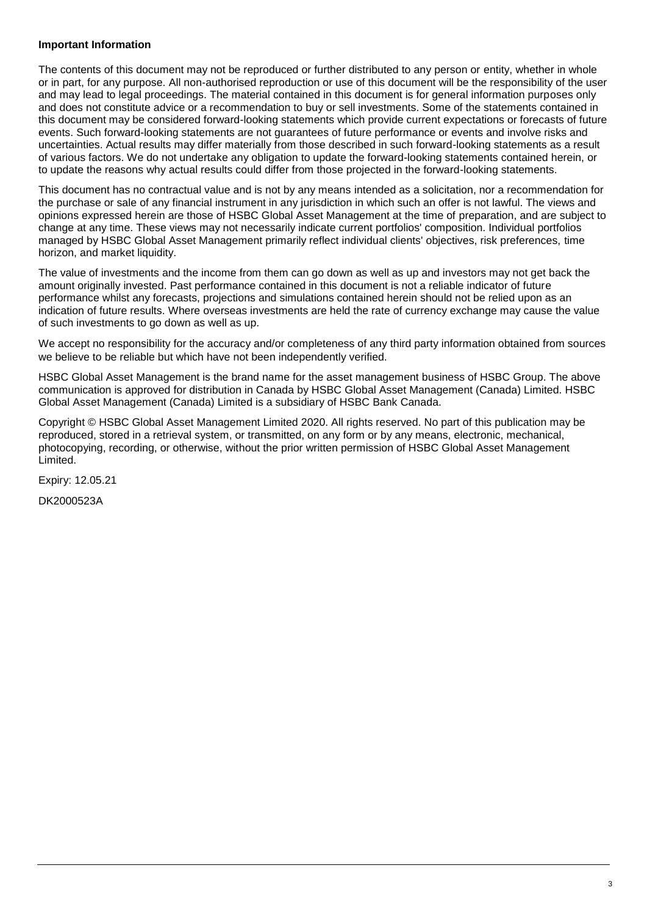**Important Information**

The contents of this document may not be reproduced or further distributed to any person or entity, whether in whole or in part, for any purpose. All non-authorised reproduction or use of this document will be the responsibility of the user and may lead to legal proceedings. The material contained in this document is for general information purposes only and does not constitute advice or a recommendation to buy or sell investments. Some of the statements contained in this document may be considered forward-looking statements which provide current expectations or forecasts of future events. Such forward-looking statements are not guarantees of future performance or events and involve risks and uncertainties. Actual results may differ materially from those described in such forward-looking statements as a result of various factors. We do not undertake any obligation to update the forward-looking statements contained herein, or to update the reasons why actual results could differ from those projected in the forward-looking statements.

This document has no contractual value and is not by any means intended as a solicitation, nor a recommendation for the purchase or sale of any financial instrument in any jurisdiction in which such an offer is not lawful. The views and opinions expressed herein are those of HSBC Global Asset Management at the time of preparation, and are subject to change at any time. These views may not necessarily indicate current portfolios' composition. Individual portfolios managed by HSBC Global Asset Management primarily reflect individual clients' objectives, risk preferences, time horizon, and market liquidity.

The value of investments and the income from them can go down as well as up and investors may not get back the amount originally invested. Past performance contained in this document is not a reliable indicator of future performance whilst any forecasts, projections and simulations contained herein should not be relied upon as an indication of future results. Where overseas investments are held the rate of currency exchange may cause the value of such investments to go down as well as up.

We accept no responsibility for the accuracy and/or completeness of any third party information obtained from sources we believe to be reliable but which have not been independently verified.

HSBC Global Asset Management is the brand name for the asset management business of HSBC Group. The above communication is approved for distribution in Canada by HSBC Global Asset Management (Canada) Limited. HSBC Global Asset Management (Canada) Limited is a subsidiary of HSBC Bank Canada.

Copyright © HSBC Global Asset Management Limited 2020. All rights reserved. No part of this publication may be reproduced, stored in a retrieval system, or transmitted, on any form or by any means, electronic, mechanical, photocopying, recording, or otherwise, without the prior written permission of HSBC Global Asset Management Limited.

Expiry: 12.05.21

DK2000523A